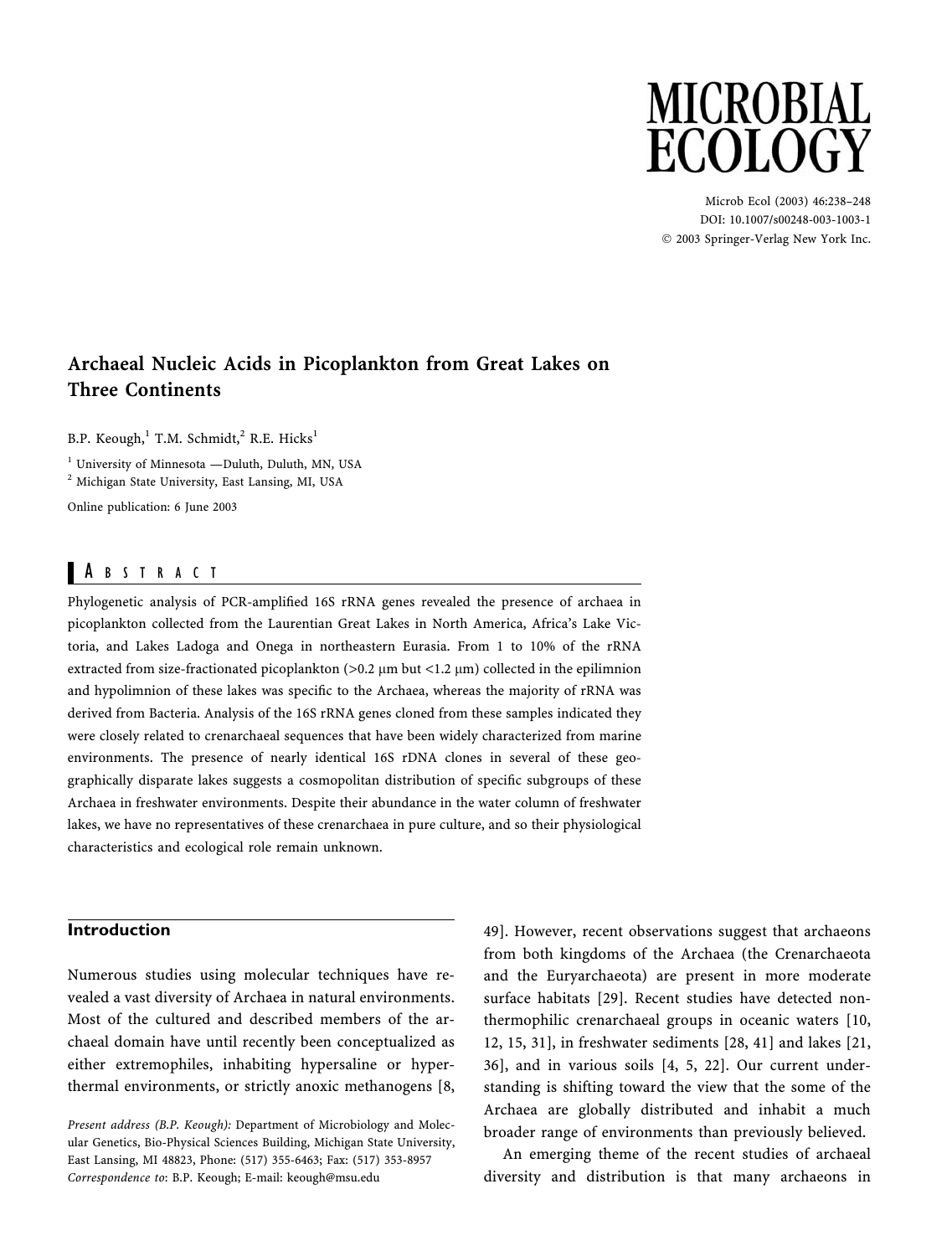# Archaeal Nucleic Acids in Picoplankton from Great Lakes on Three Continents

B.P. Keough,[1] T.M. Schmidt,[2] R.E. Hicks[1]

[1] University of Minnesota —Duluth, Duluth, MN, USA
[2] Michigan State University, East Lansing, MI, USA

Online publication: 6 June 2003

## Abstract

Phylogenetic analysis of PCR-amplified 16S rRNA genes revealed the presence of archaea in picoplankton collected from the Laurentian Great Lakes in North America, Africa's Lake Victoria, and Lakes Ladoga and Onega in northeastern Eurasia. From 1 to 10% of the rRNA extracted from size-fractionated picoplankton (>0.2 μm but <1.2 μm) collected in the epilimnion and hypolimnion of these lakes was specific to the Archaea, whereas the majority of rRNA was derived from Bacteria. Analysis of the 16S rRNA genes cloned from these samples indicated they were closely related to crenarchaeal sequences that have been widely characterized from marine environments. The presence of nearly identical 16S rDNA clones in several of these geographically disparate lakes suggests a cosmopolitan distribution of specific subgroups of these Archaea in freshwater environments. Despite their abundance in the water column of freshwater lakes, we have no representatives of these crenarchaea in pure culture, and so their physiological characteristics and ecological role remain unknown.

## Introduction

Numerous studies using molecular techniques have revealed a vast diversity of Archaea in natural environments. Most of the cultured and described members of the archaeal domain have until recently been conceptualized as either extremophiles, inhabiting hypersaline or hyperthermal environments, or strictly anoxic methanogens [8, 49]. However, recent observations suggest that archaeons from both kingdoms of the Archaea (the Crenarchaeota and the Euryarchaeota) are present in more moderate surface habitats [29]. Recent studies have detected non-thermophilic crenarchaeal groups in oceanic waters [10, 12, 15, 31], in freshwater sediments [28, 41] and lakes [21, 36], and in various soils [4, 5, 22]. Our current understanding is shifting toward the view that the some of the Archaea are globally distributed and inhabit a much broader range of environments than previously believed.

An emerging theme of the recent studies of archaeal diversity and distribution is that many archaeons in

*Present address (B.P. Keough):* Department of Microbiology and Molecular Genetics, Bio-Physical Sciences Building, Michigan State University, East Lansing, MI 48823, Phone: (517) 355-6463; Fax: (517) 353-8957
*Correspondence to*: B.P. Keough; E-mail: keough@msu.edu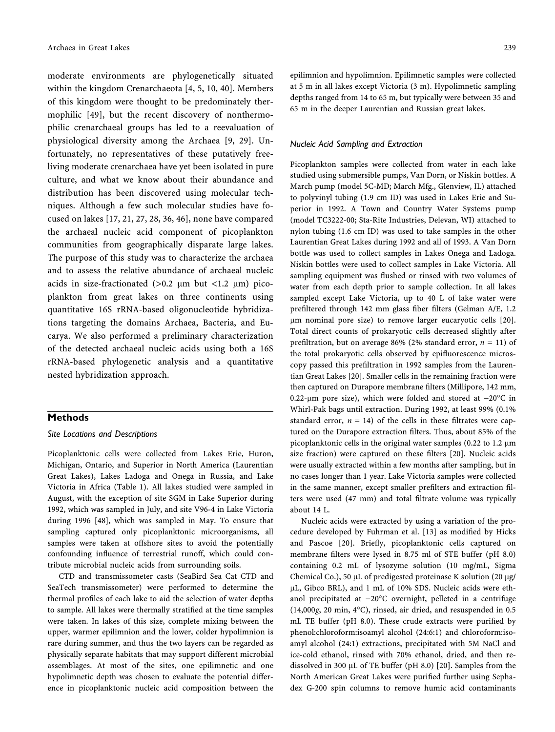moderate environments are phylogenetically situated within the kingdom Crenarchaeota [4, 5, 10, 40]. Members of this kingdom were thought to be predominately thermophilic [49], but the recent discovery of nonthermophilic crenarchaeal groups has led to a reevaluation of physiological diversity among the Archaea [9, 29]. Unfortunately, no representatives of these putatively free-living moderate crenarchaea have yet been isolated in pure culture, and what we know about their abundance and distribution has been discovered using molecular techniques. Although a few such molecular studies have focused on lakes [17, 21, 27, 28, 36, 46], none have compared the archaeal nucleic acid component of picoplankton communities from geographically disparate large lakes. The purpose of this study was to characterize the archaea and to assess the relative abundance of archaeal nucleic acids in size-fractionated (>0.2 μm but <1.2 μm) picoplankton from great lakes on three continents using quantitative 16S rRNA-based oligonucleotide hybridizations targeting the domains Archaea, Bacteria, and Eucarya. We also performed a preliminary characterization of the detected archaeal nucleic acids using both a 16S rRNA-based phylogenetic analysis and a quantitative nested hybridization approach.

## Methods

### *Site Locations and Descriptions*

Picoplanktonic cells were collected from Lakes Erie, Huron, Michigan, Ontario, and Superior in North America (Laurentian Great Lakes), Lakes Ladoga and Onega in Russia, and Lake Victoria in Africa (Table 1). All lakes studied were sampled in August, with the exception of site SGM in Lake Superior during 1992, which was sampled in July, and site V96-4 in Lake Victoria during 1996 [48], which was sampled in May. To ensure that sampling captured only picoplanktonic microorganisms, all samples were taken at offshore sites to avoid the potentially confounding influence of terrestrial runoff, which could contribute microbial nucleic acids from surrounding soils.

CTD and transmissometer casts (SeaBird Sea Cat CTD and SeaTech transmissometer) were performed to determine the thermal profiles of each lake to aid the selection of water depths to sample. All lakes were thermally stratified at the time samples were taken. In lakes of this size, complete mixing between the upper, warmer epilimnion and the lower, colder hypolimnion is rare during summer, and thus the two layers can be regarded as physically separate habitats that may support different microbial assemblages. At most of the sites, one epilimnetic and one hypolimnetic depth was chosen to evaluate the potential difference in picoplanktonic nucleic acid composition between the epilimnion and hypolimnion. Epilimnetic samples were collected at 5 m in all lakes except Victoria (3 m). Hypolimnetic sampling depths ranged from 14 to 65 m, but typically were between 35 and 65 m in the deeper Laurentian and Russian great lakes.

### *Nucleic Acid Sampling and Extraction*

Picoplankton samples were collected from water in each lake studied using submersible pumps, Van Dorn, or Niskin bottles. A March pump (model 5C-MD; March Mfg., Glenview, IL) attached to polyvinyl tubing (1.9 cm ID) was used in Lakes Erie and Superior in 1992. A Town and Country Water Systems pump (model TC3222-00; Sta-Rite Industries, Delevan, WI) attached to nylon tubing (1.6 cm ID) was used to take samples in the other Laurentian Great Lakes during 1992 and all of 1993. A Van Dorn bottle was used to collect samples in Lakes Onega and Ladoga. Niskin bottles were used to collect samples in Lake Victoria. All sampling equipment was flushed or rinsed with two volumes of water from each depth prior to sample collection. In all lakes sampled except Lake Victoria, up to 40 L of lake water were prefiltered through 142 mm glass fiber filters (Gelman A/E, 1.2 μm nominal pore size) to remove larger eucaryotic cells [20]. Total direct counts of prokaryotic cells decreased slightly after prefiltration, but on average 86% (2% standard error, $n = 11$) of the total prokaryotic cells observed by epifluorescence microscopy passed this prefiltration in 1992 samples from the Laurentian Great Lakes [20]. Smaller cells in the remaining fraction were then captured on Durapore membrane filters (Millipore, 142 mm, 0.22-μm pore size), which were folded and stored at −20°C in Whirl-Pak bags until extraction. During 1992, at least 99% (0.1% standard error, $n = 14$) of the cells in these filtrates were captured on the Durapore extraction filters. Thus, about 85% of the picoplanktonic cells in the original water samples (0.22 to 1.2 μm size fraction) were captured on these filters [20]. Nucleic acids were usually extracted within a few months after sampling, but in no cases longer than 1 year. Lake Victoria samples were collected in the same manner, except smaller prefilters and extraction filters were used (47 mm) and total filtrate volume was typically about 14 L.

Nucleic acids were extracted by using a variation of the procedure developed by Fuhrman et al. [13] as modified by Hicks and Pascoe [20]. Briefly, picoplanktonic cells captured on membrane filters were lysed in 8.75 ml of STE buffer (pH 8.0) containing 0.2 mL of lysozyme solution (10 mg/mL, Sigma Chemical Co.), 50 μL of predigested proteinase K solution (20 μg/μL, Gibco BRL), and 1 mL of 10% SDS. Nucleic acids were ethanol precipitated at −20°C overnight, pelleted in a centrifuge (14,000*g*, 20 min, 4°C), rinsed, air dried, and resuspended in 0.5 mL TE buffer (pH 8.0). These crude extracts were purified by phenol:chloroform:isoamyl alcohol (24:6:1) and chloroform:isoamyl alcohol (24:1) extractions, precipitated with 5M NaCl and ice-cold ethanol, rinsed with 70% ethanol, dried, and then redissolved in 300 μL of TE buffer (pH 8.0) [20]. Samples from the North American Great Lakes were purified further using Sephadex G-200 spin columns to remove humic acid contaminants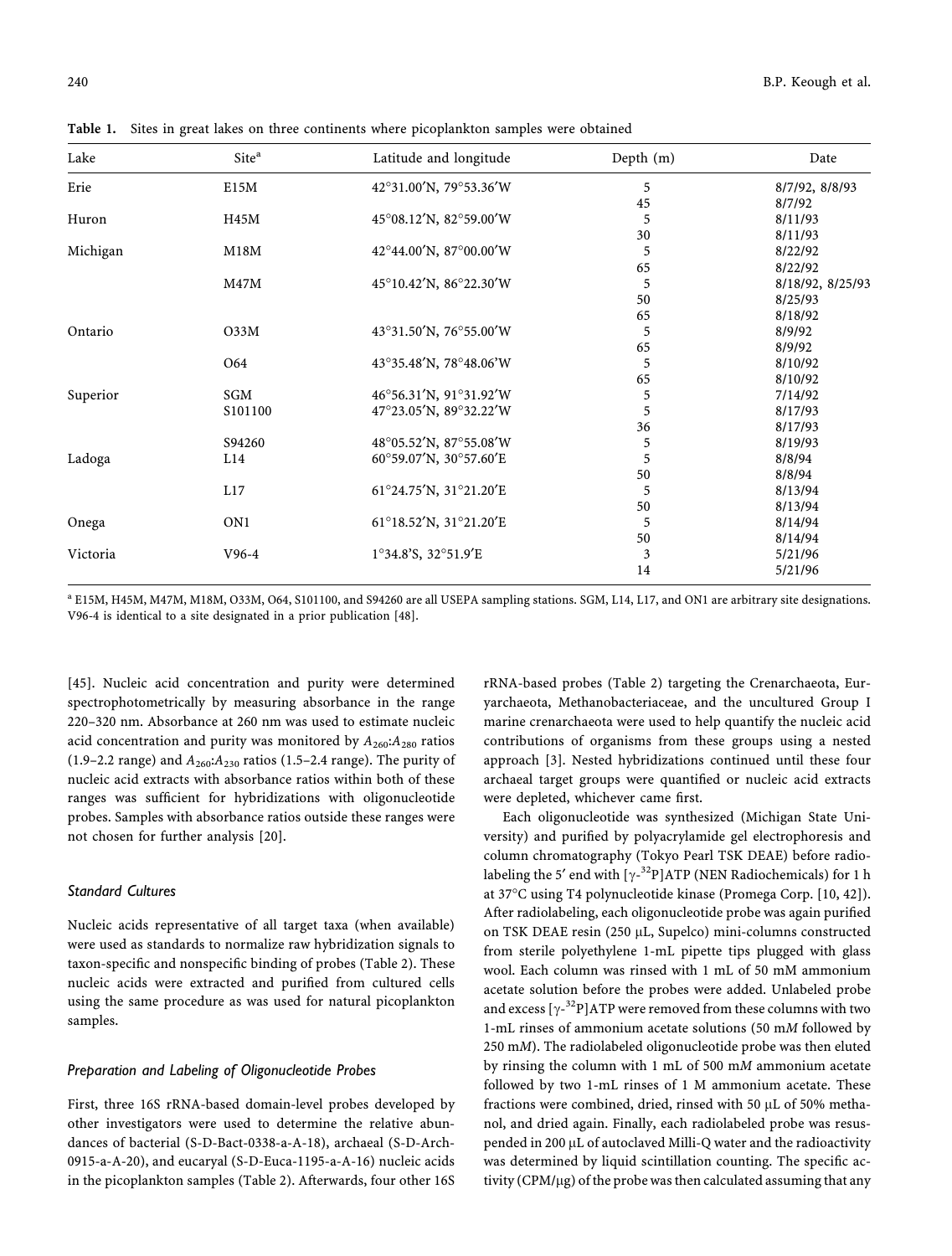**Table 1.** Sites in great lakes on three continents where picoplankton samples were obtained

| Lake | Site[a] | Latitude and longitude | Depth (m) | Date |
|---|---|---|---|---|
| Erie | E15M | 42°31.00′N, 79°53.36′W | 5 | 8/7/92, 8/8/93 |
| | | | 45 | 8/7/92 |
| Huron | H45M | 45°08.12′N, 82°59.00′W | 5 | 8/11/93 |
| | | | 30 | 8/11/93 |
| Michigan | M18M | 42°44.00′N, 87°00.00′W | 5 | 8/22/92 |
| | | | 65 | 8/22/92 |
| | M47M | 45°10.42′N, 86°22.30′W | 5 | 8/18/92, 8/25/93 |
| | | | 50 | 8/25/93 |
| | | | 65 | 8/18/92 |
| Ontario | O33M | 43°31.50′N, 76°55.00′W | 5 | 8/9/92 |
| | | | 65 | 8/9/92 |
| | O64 | 43°35.48′N, 78°48.06′W | 5 | 8/10/92 |
| | | | 65 | 8/10/92 |
| Superior | SGM | 46°56.31′N, 91°31.92′W | 5 | 7/14/92 |
| | S101100 | 47°23.05′N, 89°32.22′W | 5 | 8/17/93 |
| | | | 36 | 8/17/93 |
| | S94260 | 48°05.52′N, 87°55.08′W | 5 | 8/19/93 |
| Ladoga | L14 | 60°59.07′N, 30°57.60′E | 5 | 8/8/94 |
| | | | 50 | 8/8/94 |
| | L17 | 61°24.75′N, 31°21.20′E | 5 | 8/13/94 |
| | | | 50 | 8/13/94 |
| Onega | ON1 | 61°18.52′N, 31°21.20′E | 5 | 8/14/94 |
| | | | 50 | 8/14/94 |
| Victoria | V96-4 | 1°34.8′S, 32°51.9′E | 3 | 5/21/96 |
| | | | 14 | 5/21/96 |

[a] E15M, H45M, M47M, M18M, O33M, O64, S101100, and S94260 are all USEPA sampling stations. SGM, L14, L17, and ON1 are arbitrary site designations. V96-4 is identical to a site designated in a prior publication [48].

[45]. Nucleic acid concentration and purity were determined spectrophotometrically by measuring absorbance in the range 220–320 nm. Absorbance at 260 nm was used to estimate nucleic acid concentration and purity was monitored by $A_{260}$:$A_{280}$ ratios (1.9–2.2 range) and $A_{260}$:$A_{230}$ ratios (1.5–2.4 range). The purity of nucleic acid extracts with absorbance ratios within both of these ranges was sufficient for hybridizations with oligonucleotide probes. Samples with absorbance ratios outside these ranges were not chosen for further analysis [20].

### *Standard Cultures*

Nucleic acids representative of all target taxa (when available) were used as standards to normalize raw hybridization signals to taxon-specific and nonspecific binding of probes (Table 2). These nucleic acids were extracted and purified from cultured cells using the same procedure as was used for natural picoplankton samples.

### *Preparation and Labeling of Oligonucleotide Probes*

First, three 16S rRNA-based domain-level probes developed by other investigators were used to determine the relative abundances of bacterial (S-D-Bact-0338-a-A-18), archaeal (S-D-Arch-0915-a-A-20), and eucaryal (S-D-Euca-1195-a-A-16) nucleic acids in the picoplankton samples (Table 2). Afterwards, four other 16S rRNA-based probes (Table 2) targeting the Crenarchaeota, Euryarchaeota, Methanobacteriaceae, and the uncultured Group I marine crenarchaeota were used to help quantify the nucleic acid contributions of organisms from these groups using a nested approach [3]. Nested hybridizations continued until these four archaeal target groups were quantified or nucleic acid extracts were depleted, whichever came first.

Each oligonucleotide was synthesized (Michigan State University) and purified by polyacrylamide gel electrophoresis and column chromatography (Tokyo Pearl TSK DEAE) before radiolabeling the 5′ end with [$\gamma$-$^{32}$P]ATP (NEN Radiochemicals) for 1 h at 37°C using T4 polynucleotide kinase (Promega Corp. [10, 42]). After radiolabeling, each oligonucleotide probe was again purified on TSK DEAE resin (250 μL, Supelco) mini-columns constructed from sterile polyethylene 1-mL pipette tips plugged with glass wool. Each column was rinsed with 1 mL of 50 mM ammonium acetate solution before the probes were added. Unlabeled probe and excess [$\gamma$-$^{32}$P]ATP were removed from these columns with two 1-mL rinses of ammonium acetate solutions (50 m*M* followed by 250 m*M*). The radiolabeled oligonucleotide probe was then eluted by rinsing the column with 1 mL of 500 m*M* ammonium acetate followed by two 1-mL rinses of 1 M ammonium acetate. These fractions were combined, dried, rinsed with 50 μL of 50% methanol, and dried again. Finally, each radiolabeled probe was resuspended in 200 μL of autoclaved Milli-Q water and the radioactivity was determined by liquid scintillation counting. The specific activity (CPM/μg) of the probe was then calculated assuming that any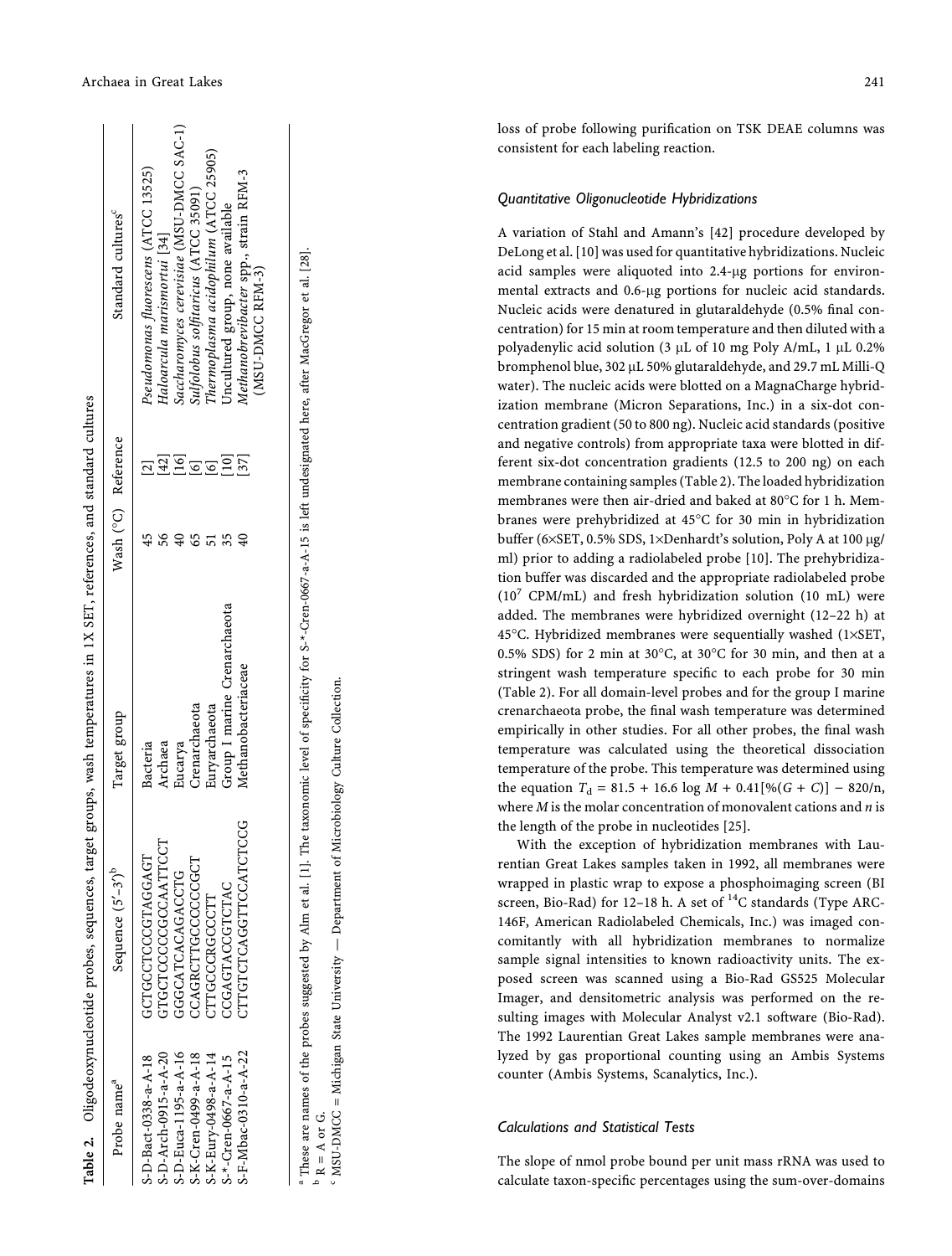**Table 2.** Oligodeoxynucleotide probes, sequences, target groups, wash temperatures in 1X SET, references, and standard cultures

| Probe name[a] | Sequence (5′–3′)[b] | Target group | Wash (°C) | Reference | Standard cultures[c] |
|---|---|---|---|---|---|
| S-D-Bact-0338-a-A-18 | GCTGCCTCCCGTAGGAGT | Bacteria | 45 | [2] | *Pseudomonas fluorescens* (ATCC 13525) |
| S-D-Arch-0915-a-A-20 | GTGCTCCCCCGCCAATTCCT | Archaea | 56 | [42] | *Haloarcula marismortui* [34] |
| S-D-Euca-1195-a-A-16 | GGGCATCACAGACCTG | Eucarya | 40 | [16] | *Saccharomyces cerevisiae* (MSU-DMCC SAC-1) |
| S-K-Cren-0499-a-A-18 | CCAGRCTTGCCCCCCGCT | Crenarchaeota | 65 | [6] | *Sulfolobus solfitaricus* (ATCC 35091) |
| S-K-Eury-0498-a-A-14 | CTTGCCCRGCCCTT | Euryarchaeota | 51 | [6] | *Thermoplasma acidophilum* (ATCC 25905) |
| S-*-Cren-0667-a-A-15 | CCGAGTACCGTCTAC | Group I marine Crenarchaeota | 35 | [10] | Uncultured group, none available |
| S-F-Mbac-0310-a-A-22 | CTTGTCTCAGGTTCCATCTCCG | Methanobacteriaceae | 40 | [37] | *Methanobrevibacter* spp., strain RFM-3 (MSU-DMCC RFM-3) |

[a] These are names of the probes suggested by Alm et al. [1]. The taxonomic level of specificity for S-*-Cren-0667-a-A-15 is left undesignated here, after MacGregor et al. [28].
[b] R = A or G.
[c] MSU-DMCC = Michigan State University — Department of Microbiology Culture Collection.

loss of probe following purification on TSK DEAE columns was consistent for each labeling reaction.

### Quantitative Oligonucleotide Hybridizations

A variation of Stahl and Amann's [42] procedure developed by DeLong et al. [10] was used for quantitative hybridizations. Nucleic acid samples were aliquoted into 2.4-μg portions for environmental extracts and 0.6-μg portions for nucleic acid standards. Nucleic acids were denatured in glutaraldehyde (0.5% final concentration) for 15 min at room temperature and then diluted with a polyadenylic acid solution (3 μL of 10 mg Poly A/mL, 1 μL 0.2% bromphenol blue, 302 μL 50% glutaraldehyde, and 29.7 mL Milli-Q water). The nucleic acids were blotted on a MagnaCharge hybridization membrane (Micron Separations, Inc.) in a six-dot concentration gradient (50 to 800 ng). Nucleic acid standards (positive and negative controls) from appropriate taxa were blotted in different six-dot concentration gradients (12.5 to 200 ng) on each membrane containing samples (Table 2). The loaded hybridization membranes were then air-dried and baked at 80°C for 1 h. Membranes were prehybridized at 45°C for 30 min in hybridization buffer (6×SET, 0.5% SDS, 1×Denhardt's solution, Poly A at 100 μg/ml) prior to adding a radiolabeled probe [10]. The prehybridization buffer was discarded and the appropriate radiolabeled probe ($10^7$ CPM/mL) and fresh hybridization solution (10 mL) were added. The membranes were hybridized overnight (12–22 h) at 45°C. Hybridized membranes were sequentially washed (1×SET, 0.5% SDS) for 2 min at 30°C, at 30°C for 30 min, and then at a stringent wash temperature specific to each probe for 30 min (Table 2). For all domain-level probes and for the group I marine crenarchaeota probe, the final wash temperature was determined empirically in other studies. For all other probes, the final wash temperature was calculated using the theoretical dissociation temperature of the probe. This temperature was determined using the equation $T_d = 81.5 + 16.6 \log M + 0.41[\%(G + C)] - 820/n$, where $M$ is the molar concentration of monovalent cations and $n$ is the length of the probe in nucleotides [25].

With the exception of hybridization membranes with Laurentian Great Lakes samples taken in 1992, all membranes were wrapped in plastic wrap to expose a phosphoimaging screen (BI screen, Bio-Rad) for 12–18 h. A set of $^{14}C$ standards (Type ARC-146F, American Radiolabeled Chemicals, Inc.) was imaged concomitantly with all hybridization membranes to normalize sample signal intensities to known radioactivity units. The exposed screen was scanned using a Bio-Rad GS525 Molecular Imager, and densitometric analysis was performed on the resulting images with Molecular Analyst v2.1 software (Bio-Rad). The 1992 Laurentian Great Lakes sample membranes were analyzed by gas proportional counting using an Ambis Systems counter (Ambis Systems, Scanalytics, Inc.).

### Calculations and Statistical Tests

The slope of nmol probe bound per unit mass rRNA was used to calculate taxon-specific percentages using the sum-over-domains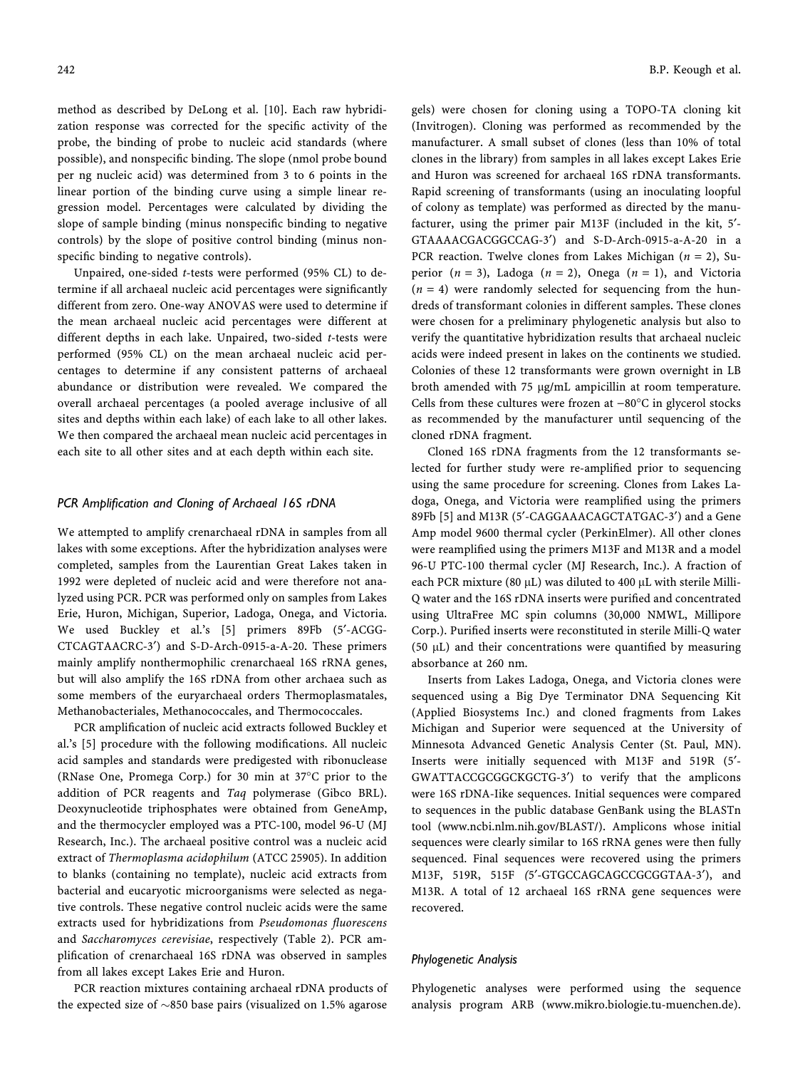method as described by DeLong et al. [10]. Each raw hybridization response was corrected for the specific activity of the probe, the binding of probe to nucleic acid standards (where possible), and nonspecific binding. The slope (nmol probe bound per ng nucleic acid) was determined from 3 to 6 points in the linear portion of the binding curve using a simple linear regression model. Percentages were calculated by dividing the slope of sample binding (minus nonspecific binding to negative controls) by the slope of positive control binding (minus nonspecific binding to negative controls).

Unpaired, one-sided *t*-tests were performed (95% CL) to determine if all archaeal nucleic acid percentages were significantly different from zero. One-way ANOVAS were used to determine if the mean archaeal nucleic acid percentages were different at different depths in each lake. Unpaired, two-sided *t*-tests were performed (95% CL) on the mean archaeal nucleic acid percentages to determine if any consistent patterns of archaeal abundance or distribution were revealed. We compared the overall archaeal percentages (a pooled average inclusive of all sites and depths within each lake) of each lake to all other lakes. We then compared the archaeal mean nucleic acid percentages in each site to all other sites and at each depth within each site.

### *PCR Amplification and Cloning of Archaeal 16S rDNA*

We attempted to amplify crenarchaeal rDNA in samples from all lakes with some exceptions. After the hybridization analyses were completed, samples from the Laurentian Great Lakes taken in 1992 were depleted of nucleic acid and were therefore not analyzed using PCR. PCR was performed only on samples from Lakes Erie, Huron, Michigan, Superior, Ladoga, Onega, and Victoria. We used Buckley et al.'s [5] primers 89Fb (5′-ACGG-CTCAGTAACRC-3′) and S-D-Arch-0915-a-A-20. These primers mainly amplify nonthermophilic crenarchaeal 16S rRNA genes, but will also amplify the 16S rDNA from other archaea such as some members of the euryarchaeal orders Thermoplasmatales, Methanobacteriales, Methanococcales, and Thermococcales.

PCR amplification of nucleic acid extracts followed Buckley et al.'s [5] procedure with the following modifications. All nucleic acid samples and standards were predigested with ribonuclease (RNase One, Promega Corp.) for 30 min at 37°C prior to the addition of PCR reagents and *Taq* polymerase (Gibco BRL). Deoxynucleotide triphosphates were obtained from GeneAmp, and the thermocycler employed was a PTC-100, model 96-U (MJ Research, Inc.). The archaeal positive control was a nucleic acid extract of *Thermoplasma acidophilum* (ATCC 25905). In addition to blanks (containing no template), nucleic acid extracts from bacterial and eucaryotic microorganisms were selected as negative controls. These negative control nucleic acids were the same extracts used for hybridizations from *Pseudomonas fluorescens* and *Saccharomyces cerevisiae*, respectively (Table 2). PCR amplification of crenarchaeal 16S rDNA was observed in samples from all lakes except Lakes Erie and Huron.

PCR reaction mixtures containing archaeal rDNA products of the expected size of ~850 base pairs (visualized on 1.5% agarose gels) were chosen for cloning using a TOPO-TA cloning kit (Invitrogen). Cloning was performed as recommended by the manufacturer. A small subset of clones (less than 10% of total clones in the library) from samples in all lakes except Lakes Erie and Huron was screened for archaeal 16S rDNA transformants. Rapid screening of transformants (using an inoculating loopful of colony as template) was performed as directed by the manufacturer, using the primer pair M13F (included in the kit, 5′-GTAAAACGACGGCCAG-3′) and S-D-Arch-0915-a-A-20 in a PCR reaction. Twelve clones from Lakes Michigan ($n = 2$), Superior ($n = 3$), Ladoga ($n = 2$), Onega ($n = 1$), and Victoria ($n = 4$) were randomly selected for sequencing from the hundreds of transformant colonies in different samples. These clones were chosen for a preliminary phylogenetic analysis but also to verify the quantitative hybridization results that archaeal nucleic acids were indeed present in lakes on the continents we studied. Colonies of these 12 transformants were grown overnight in LB broth amended with 75 μg/mL ampicillin at room temperature. Cells from these cultures were frozen at −80°C in glycerol stocks as recommended by the manufacturer until sequencing of the cloned rDNA fragment.

Cloned 16S rDNA fragments from the 12 transformants selected for further study were re-amplified prior to sequencing using the same procedure for screening. Clones from Lakes Ladoga, Onega, and Victoria were reamplified using the primers 89Fb [5] and M13R (5′-CAGGAAACAGCTATGAC-3′) and a Gene Amp model 9600 thermal cycler (PerkinElmer). All other clones were reamplified using the primers M13F and M13R and a model 96-U PTC-100 thermal cycler (MJ Research, Inc.). A fraction of each PCR mixture (80 μL) was diluted to 400 μL with sterile Milli-Q water and the 16S rDNA inserts were purified and concentrated using UltraFree MC spin columns (30,000 NMWL, Millipore Corp.). Purified inserts were reconstituted in sterile Milli-Q water (50 μL) and their concentrations were quantified by measuring absorbance at 260 nm.

Inserts from Lakes Ladoga, Onega, and Victoria clones were sequenced using a Big Dye Terminator DNA Sequencing Kit (Applied Biosystems Inc.) and cloned fragments from Lakes Michigan and Superior were sequenced at the University of Minnesota Advanced Genetic Analysis Center (St. Paul, MN). Inserts were initially sequenced with M13F and 519R (5′-GWATTACCGCGGCKGCTG-3′) to verify that the amplicons were 16S rDNA-like sequences. Initial sequences were compared to sequences in the public database GenBank using the BLASTn tool (www.ncbi.nlm.nih.gov/BLAST/). Amplicons whose initial sequences were clearly similar to 16S rRNA genes were then fully sequenced. Final sequences were recovered using the primers M13F, 519R, 515F (5′-GTGCCAGCAGCCGCGGTAA-3′), and M13R. A total of 12 archaeal 16S rRNA gene sequences were recovered.

### *Phylogenetic Analysis*

Phylogenetic analyses were performed using the sequence analysis program ARB (www.mikro.biologie.tu-muenchen.de).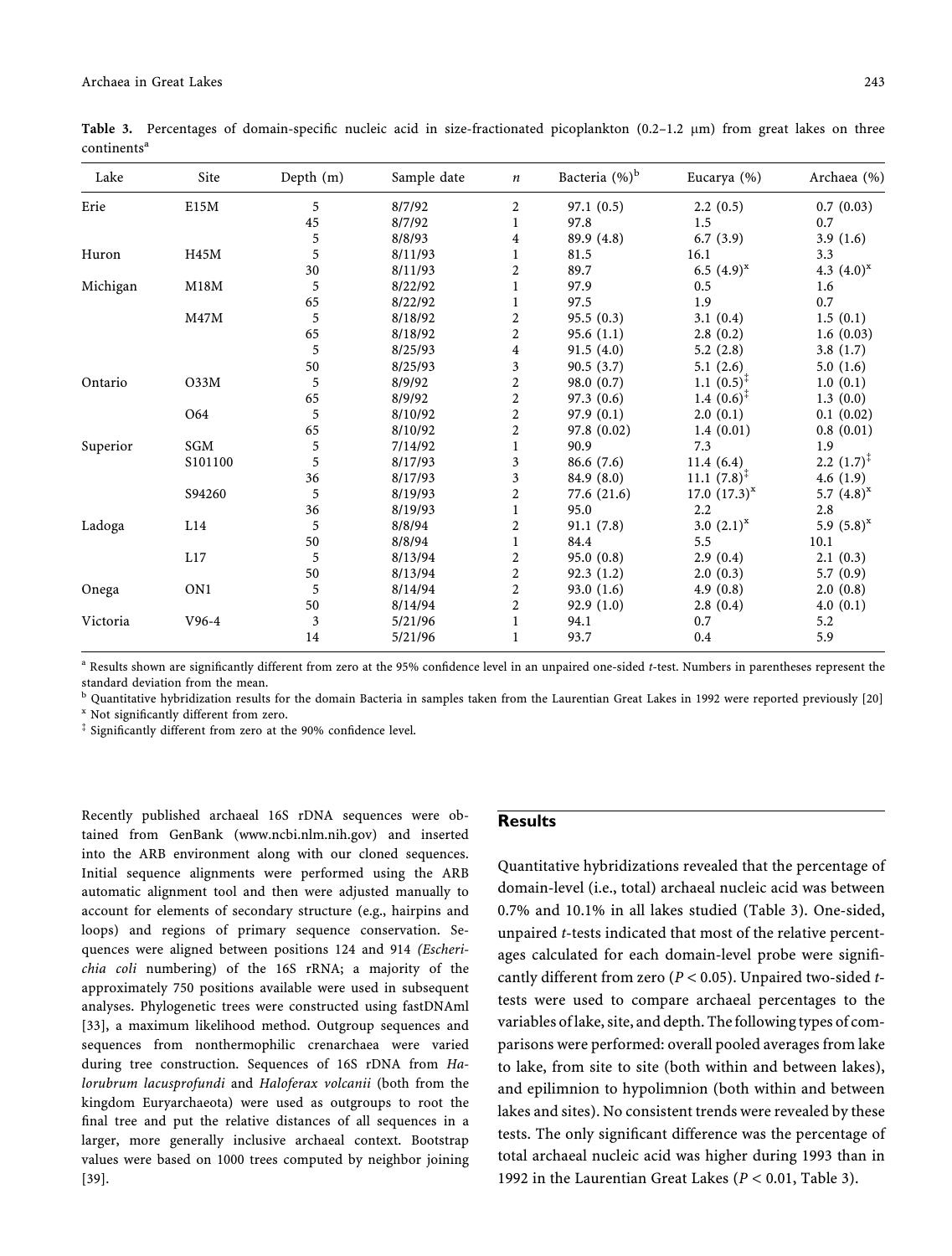**Table 3.** Percentages of domain-specific nucleic acid in size-fractionated picoplankton (0.2–1.2 μm) from great lakes on three continents[a]

| Lake | Site | Depth (m) | Sample date | $n$ | Bacteria (%)[b] | Eucarya (%) | Archaea (%) |
|---|---|---|---|---|---|---|---|
| Erie | E15M | 5 | 8/7/92 | 2 | 97.1 (0.5) | 2.2 (0.5) | 0.7 (0.03) |
| | | 45 | 8/7/92 | 1 | 97.8 | 1.5 | 0.7 |
| | | 5 | 8/8/93 | 4 | 89.9 (4.8) | 6.7 (3.9) | 3.9 (1.6) |
| Huron | H45M | 5 | 8/11/93 | 1 | 81.5 | 16.1 | 3.3 |
| | | 30 | 8/11/93 | 2 | 89.7 | 6.5 (4.9)[x] | 4.3 (4.0)[x] |
| Michigan | M18M | 5 | 8/22/92 | 1 | 97.9 | 0.5 | 1.6 |
| | | 65 | 8/22/92 | 1 | 97.5 | 1.9 | 0.7 |
| | M47M | 5 | 8/18/92 | 2 | 95.5 (0.3) | 3.1 (0.4) | 1.5 (0.1) |
| | | 65 | 8/18/92 | 2 | 95.6 (1.1) | 2.8 (0.2) | 1.6 (0.03) |
| | | 5 | 8/25/93 | 4 | 91.5 (4.0) | 5.2 (2.8) | 3.8 (1.7) |
| | | 50 | 8/25/93 | 3 | 90.5 (3.7) | 5.1 (2.6) | 5.0 (1.6) |
| Ontario | O33M | 5 | 8/9/92 | 2 | 98.0 (0.7) | 1.1 (0.5)[‡] | 1.0 (0.1) |
| | | 65 | 8/9/92 | 2 | 97.3 (0.6) | 1.4 (0.6)[‡] | 1.3 (0.0) |
| | O64 | 5 | 8/10/92 | 2 | 97.9 (0.1) | 2.0 (0.1) | 0.1 (0.02) |
| | | 65 | 8/10/92 | 2 | 97.8 (0.02) | 1.4 (0.01) | 0.8 (0.01) |
| Superior | SGM | 5 | 7/14/92 | 1 | 90.9 | 7.3 | 1.9 |
| | S101100 | 5 | 8/17/93 | 3 | 86.6 (7.6) | 11.4 (6.4) | 2.2 (1.7)[‡] |
| | | 36 | 8/17/93 | 3 | 84.9 (8.0) | 11.1 (7.8)[‡] | 4.6 (1.9) |
| | S94260 | 5 | 8/19/93 | 2 | 77.6 (21.6) | 17.0 (17.3)[x] | 5.7 (4.8)[x] |
| | | 36 | 8/19/93 | 1 | 95.0 | 2.2 | 2.8 |
| Ladoga | L14 | 5 | 8/8/94 | 2 | 91.1 (7.8) | 3.0 (2.1)[x] | 5.9 (5.8)[x] |
| | | 50 | 8/8/94 | 1 | 84.4 | 5.5 | 10.1 |
| | L17 | 5 | 8/13/94 | 2 | 95.0 (0.8) | 2.9 (0.4) | 2.1 (0.3) |
| | | 50 | 8/13/94 | 2 | 92.3 (1.2) | 2.0 (0.3) | 5.7 (0.9) |
| Onega | ON1 | 5 | 8/14/94 | 2 | 93.0 (1.6) | 4.9 (0.8) | 2.0 (0.8) |
| | | 50 | 8/14/94 | 2 | 92.9 (1.0) | 2.8 (0.4) | 4.0 (0.1) |
| Victoria | V96-4 | 3 | 5/21/96 | 1 | 94.1 | 0.7 | 5.2 |
| | | 14 | 5/21/96 | 1 | 93.7 | 0.4 | 5.9 |

[a] Results shown are significantly different from zero at the 95% confidence level in an unpaired one-sided $t$-test. Numbers in parentheses represent the standard deviation from the mean.

[b] Quantitative hybridization results for the domain Bacteria in samples taken from the Laurentian Great Lakes in 1992 were reported previously [20]

[x] Not significantly different from zero.

[‡] Significantly different from zero at the 90% confidence level.

Recently published archaeal 16S rDNA sequences were obtained from GenBank (www.ncbi.nlm.nih.gov) and inserted into the ARB environment along with our cloned sequences. Initial sequence alignments were performed using the ARB automatic alignment tool and then were adjusted manually to account for elements of secondary structure (e.g., hairpins and loops) and regions of primary sequence conservation. Sequences were aligned between positions 124 and 914 (*Escherichia coli* numbering) of the 16S rRNA; a majority of the approximately 750 positions available were used in subsequent analyses. Phylogenetic trees were constructed using fastDNAml [33], a maximum likelihood method. Outgroup sequences and sequences from nonthermophilic crenarchaea were varied during tree construction. Sequences of 16S rDNA from *Halorubrum lacusprofundi* and *Haloferax volcanii* (both from the kingdom Euryarchaeota) were used as outgroups to root the final tree and put the relative distances of all sequences in a larger, more generally inclusive archaeal context. Bootstrap values were based on 1000 trees computed by neighbor joining [39].

## Results

Quantitative hybridizations revealed that the percentage of domain-level (i.e., total) archaeal nucleic acid was between 0.7% and 10.1% in all lakes studied (Table 3). One-sided, unpaired $t$-tests indicated that most of the relative percentages calculated for each domain-level probe were significantly different from zero ($P < 0.05$). Unpaired two-sided $t$-tests were used to compare archaeal percentages to the variables of lake, site, and depth. The following types of comparisons were performed: overall pooled averages from lake to lake, from site to site (both within and between lakes), and epilimnion to hypolimnion (both within and between lakes and sites). No consistent trends were revealed by these tests. The only significant difference was the percentage of total archaeal nucleic acid was higher during 1993 than in 1992 in the Laurentian Great Lakes ($P < 0.01$, Table 3).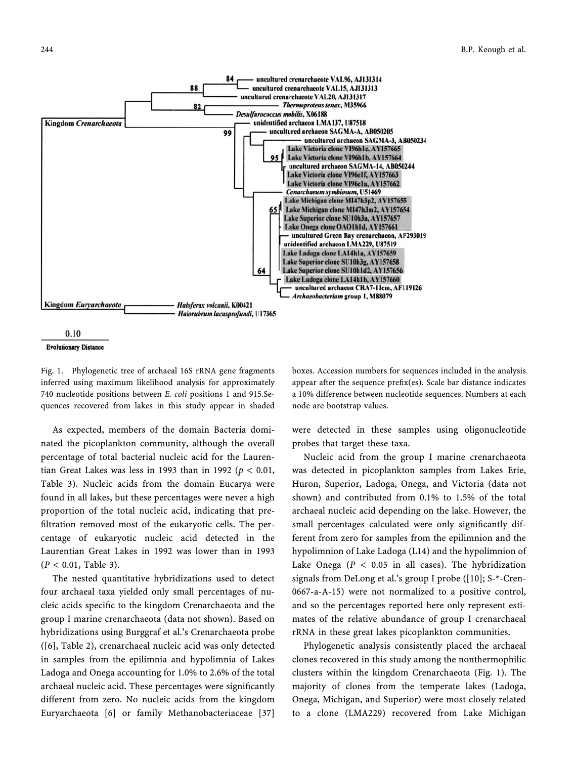Fig. 1. Phylogenetic tree of archaeal 16S rRNA gene fragments inferred using maximum likelihood analysis for approximately 740 nucleotide positions between *E. coli* positions 1 and 915. Sequences recovered from lakes in this study appear in shaded boxes. Accession numbers for sequences included in the analysis appear after the sequence prefix(es). Scale bar distance indicates a 10% difference between nucleotide sequences. Numbers at each node are bootstrap values.

As expected, members of the domain Bacteria dominated the picoplankton community, although the overall percentage of total bacterial nucleic acid for the Laurentian Great Lakes was less in 1993 than in 1992 ($p < 0.01$, Table 3). Nucleic acids from the domain Eucarya were found in all lakes, but these percentages were never a high proportion of the total nucleic acid, indicating that prefiltration removed most of the eukaryotic cells. The percentage of eukaryotic nucleic acid detected in the Laurentian Great Lakes in 1992 was lower than in 1993 ($P < 0.01$, Table 3).

The nested quantitative hybridizations used to detect four archaeal taxa yielded only small percentages of nucleic acids specific to the kingdom Crenarchaeota and the group I marine crenarchaeota (data not shown). Based on hybridizations using Burggraf et al.'s Crenarchaeota probe ([6], Table 2), crenarchaeal nucleic acid was only detected in samples from the epilimnia and hypolimnia of Lakes Ladoga and Onega accounting for 1.0% to 2.6% of the total archaeal nucleic acid. These percentages were significantly different from zero. No nucleic acids from the kingdom Euryarchaeota [6] or family Methanobacteriaceae [37] were detected in these samples using oligonucleotide probes that target these taxa.

Nucleic acid from the group I marine crenarchaeota was detected in picoplankton samples from Lakes Erie, Huron, Superior, Ladoga, Onega, and Victoria (data not shown) and contributed from 0.1% to 1.5% of the total archaeal nucleic acid depending on the lake. However, the small percentages calculated were only significantly different from zero for samples from the epilimnion and the hypolimnion of Lake Ladoga (L14) and the hypolimnion of Lake Onega ($P < 0.05$ in all cases). The hybridization signals from DeLong et al.'s group I probe ([10]; S-*-Cren-0667-a-A-15) were not normalized to a positive control, and so the percentages reported here only represent estimates of the relative abundance of group I crenarchaeal rRNA in these great lakes picoplankton communities.

Phylogenetic analysis consistently placed the archaeal clones recovered in this study among the nonthermophilic clusters within the kingdom Crenarchaeota (Fig. 1). The majority of clones from the temperate lakes (Ladoga, Onega, Michigan, and Superior) were most closely related to a clone (LMA229) recovered from Lake Michigan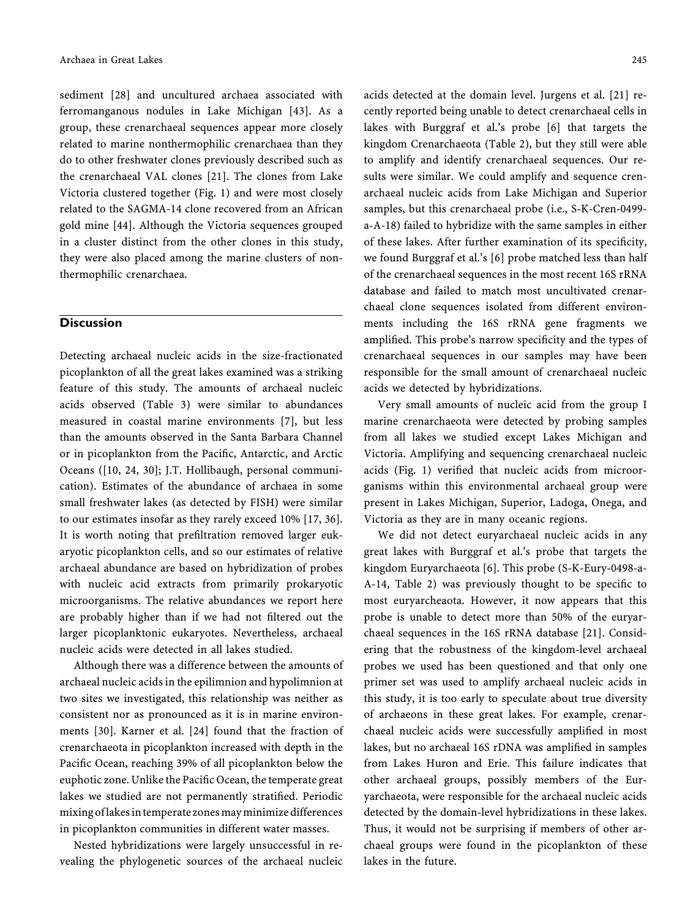sediment [28] and uncultured archaea associated with ferromanganous nodules in Lake Michigan [43]. As a group, these crenarchaeal sequences appear more closely related to marine nonthermophilic crenarchaea than they do to other freshwater clones previously described such as the crenarchaeal VAL clones [21]. The clones from Lake Victoria clustered together (Fig. 1) and were most closely related to the SAGMA-14 clone recovered from an African gold mine [44]. Although the Victoria sequences grouped in a cluster distinct from the other clones in this study, they were also placed among the marine clusters of nonthermophilic crenarchaea.

## Discussion

Detecting archaeal nucleic acids in the size-fractionated picoplankton of all the great lakes examined was a striking feature of this study. The amounts of archaeal nucleic acids observed (Table 3) were similar to abundances measured in coastal marine environments [7], but less than the amounts observed in the Santa Barbara Channel or in picoplankton from the Pacific, Antarctic, and Arctic Oceans ([10, 24, 30]; J.T. Hollibaugh, personal communication). Estimates of the abundance of archaea in some small freshwater lakes (as detected by FISH) were similar to our estimates insofar as they rarely exceed 10% [17, 36]. It is worth noting that prefiltration removed larger eukaryotic picoplankton cells, and so our estimates of relative archaeal abundance are based on hybridization of probes with nucleic acid extracts from primarily prokaryotic microorganisms. The relative abundances we report here are probably higher than if we had not filtered out the larger picoplanktonic eukaryotes. Nevertheless, archaeal nucleic acids were detected in all lakes studied.

Although there was a difference between the amounts of archaeal nucleic acids in the epilimnion and hypolimnion at two sites we investigated, this relationship was neither as consistent nor as pronounced as it is in marine environments [30]. Karner et al. [24] found that the fraction of crenarchaeota in picoplankton increased with depth in the Pacific Ocean, reaching 39% of all picoplankton below the euphotic zone. Unlike the Pacific Ocean, the temperate great lakes we studied are not permanently stratified. Periodic mixing of lakes in temperate zones may minimize differences in picoplankton communities in different water masses.

Nested hybridizations were largely unsuccessful in revealing the phylogenetic sources of the archaeal nucleic acids detected at the domain level. Jurgens et al. [21] recently reported being unable to detect crenarchaeal cells in lakes with Burggraf et al.'s probe [6] that targets the kingdom Crenarchaeota (Table 2), but they still were able to amplify and identify crenarchaeal sequences. Our results were similar. We could amplify and sequence crenarchaeal nucleic acids from Lake Michigan and Superior samples, but this crenarchaeal probe (i.e., S-K-Cren-0499-a-A-18) failed to hybridize with the same samples in either of these lakes. After further examination of its specificity, we found Burggraf et al.'s [6] probe matched less than half of the crenarchaeal sequences in the most recent 16S rRNA database and failed to match most uncultivated crenarchaeal clone sequences isolated from different environments including the 16S rRNA gene fragments we amplified. This probe's narrow specificity and the types of crenarchaeal sequences in our samples may have been responsible for the small amount of crenarchaeal nucleic acids we detected by hybridizations.

Very small amounts of nucleic acid from the group I marine crenarchaeota were detected by probing samples from all lakes we studied except Lakes Michigan and Victoria. Amplifying and sequencing crenarchaeal nucleic acids (Fig. 1) verified that nucleic acids from microorganisms within this environmental archaeal group were present in Lakes Michigan, Superior, Ladoga, Onega, and Victoria as they are in many oceanic regions.

We did not detect euryarchaeal nucleic acids in any great lakes with Burggraf et al.'s probe that targets the kingdom Euryarchaeota [6]. This probe (S-K-Eury-0498-a-A-14, Table 2) was previously thought to be specific to most euryarcheaota. However, it now appears that this probe is unable to detect more than 50% of the euryarchaeal sequences in the 16S rRNA database [21]. Considering that the robustness of the kingdom-level archaeal probes we used has been questioned and that only one primer set was used to amplify archaeal nucleic acids in this study, it is too early to speculate about true diversity of archaeons in these great lakes. For example, crenarchaeal nucleic acids were successfully amplified in most lakes, but no archaeal 16S rDNA was amplified in samples from Lakes Huron and Erie. This failure indicates that other archaeal groups, possibly members of the Euryarchaeota, were responsible for the archaeal nucleic acids detected by the domain-level hybridizations in these lakes. Thus, it would not be surprising if members of other archaeal groups were found in the picoplankton of these lakes in the future.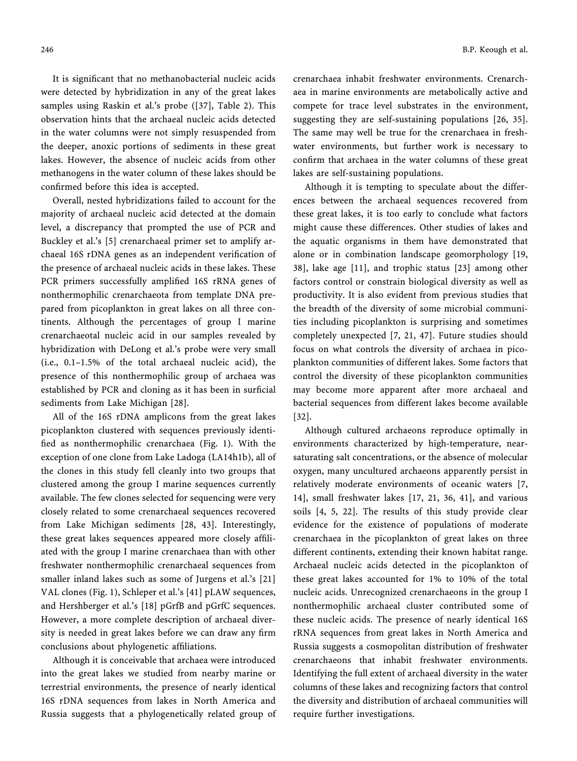It is significant that no methanobacterial nucleic acids were detected by hybridization in any of the great lakes samples using Raskin et al.'s probe ([37], Table 2). This observation hints that the archaeal nucleic acids detected in the water columns were not simply resuspended from the deeper, anoxic portions of sediments in these great lakes. However, the absence of nucleic acids from other methanogens in the water column of these lakes should be confirmed before this idea is accepted.

Overall, nested hybridizations failed to account for the majority of archaeal nucleic acid detected at the domain level, a discrepancy that prompted the use of PCR and Buckley et al.'s [5] crenarchaeal primer set to amplify archaeal 16S rDNA genes as an independent verification of the presence of archaeal nucleic acids in these lakes. These PCR primers successfully amplified 16S rRNA genes of nonthermophilic crenarchaeota from template DNA prepared from picoplankton in great lakes on all three continents. Although the percentages of group I marine crenarchaeotal nucleic acid in our samples revealed by hybridization with DeLong et al.'s probe were very small (i.e., 0.1–1.5% of the total archaeal nucleic acid), the presence of this nonthermophilic group of archaea was established by PCR and cloning as it has been in surficial sediments from Lake Michigan [28].

All of the 16S rDNA amplicons from the great lakes picoplankton clustered with sequences previously identified as nonthermophilic crenarchaea (Fig. 1). With the exception of one clone from Lake Ladoga (LA14h1b), all of the clones in this study fell cleanly into two groups that clustered among the group I marine sequences currently available. The few clones selected for sequencing were very closely related to some crenarchaeal sequences recovered from Lake Michigan sediments [28, 43]. Interestingly, these great lakes sequences appeared more closely affiliated with the group I marine crenarchaea than with other freshwater nonthermophilic crenarchaeal sequences from smaller inland lakes such as some of Jurgens et al.'s [21] VAL clones (Fig. 1), Schleper et al.'s [41] pLAW sequences, and Hershberger et al.'s [18] pGrfB and pGrfC sequences. However, a more complete description of archaeal diversity is needed in great lakes before we can draw any firm conclusions about phylogenetic affiliations.

Although it is conceivable that archaea were introduced into the great lakes we studied from nearby marine or terrestrial environments, the presence of nearly identical 16S rDNA sequences from lakes in North America and Russia suggests that a phylogenetically related group of crenarchaea inhabit freshwater environments. Crenarchaea in marine environments are metabolically active and compete for trace level substrates in the environment, suggesting they are self-sustaining populations [26, 35]. The same may well be true for the crenarchaea in freshwater environments, but further work is necessary to confirm that archaea in the water columns of these great lakes are self-sustaining populations.

Although it is tempting to speculate about the differences between the archaeal sequences recovered from these great lakes, it is too early to conclude what factors might cause these differences. Other studies of lakes and the aquatic organisms in them have demonstrated that alone or in combination landscape geomorphology [19, 38], lake age [11], and trophic status [23] among other factors control or constrain biological diversity as well as productivity. It is also evident from previous studies that the breadth of the diversity of some microbial communities including picoplankton is surprising and sometimes completely unexpected [7, 21, 47]. Future studies should focus on what controls the diversity of archaea in picoplankton communities of different lakes. Some factors that control the diversity of these picoplankton communities may become more apparent after more archaeal and bacterial sequences from different lakes become available [32].

Although cultured archaeons reproduce optimally in environments characterized by high-temperature, near-saturating salt concentrations, or the absence of molecular oxygen, many uncultured archaeons apparently persist in relatively moderate environments of oceanic waters [7, 14], small freshwater lakes [17, 21, 36, 41], and various soils [4, 5, 22]. The results of this study provide clear evidence for the existence of populations of moderate crenarchaea in the picoplankton of great lakes on three different continents, extending their known habitat range. Archaeal nucleic acids detected in the picoplankton of these great lakes accounted for 1% to 10% of the total nucleic acids. Unrecognized crenarchaeons in the group I nonthermophilic archaeal cluster contributed some of these nucleic acids. The presence of nearly identical 16S rRNA sequences from great lakes in North America and Russia suggests a cosmopolitan distribution of freshwater crenarchaeons that inhabit freshwater environments. Identifying the full extent of archaeal diversity in the water columns of these lakes and recognizing factors that control the diversity and distribution of archaeal communities will require further investigations.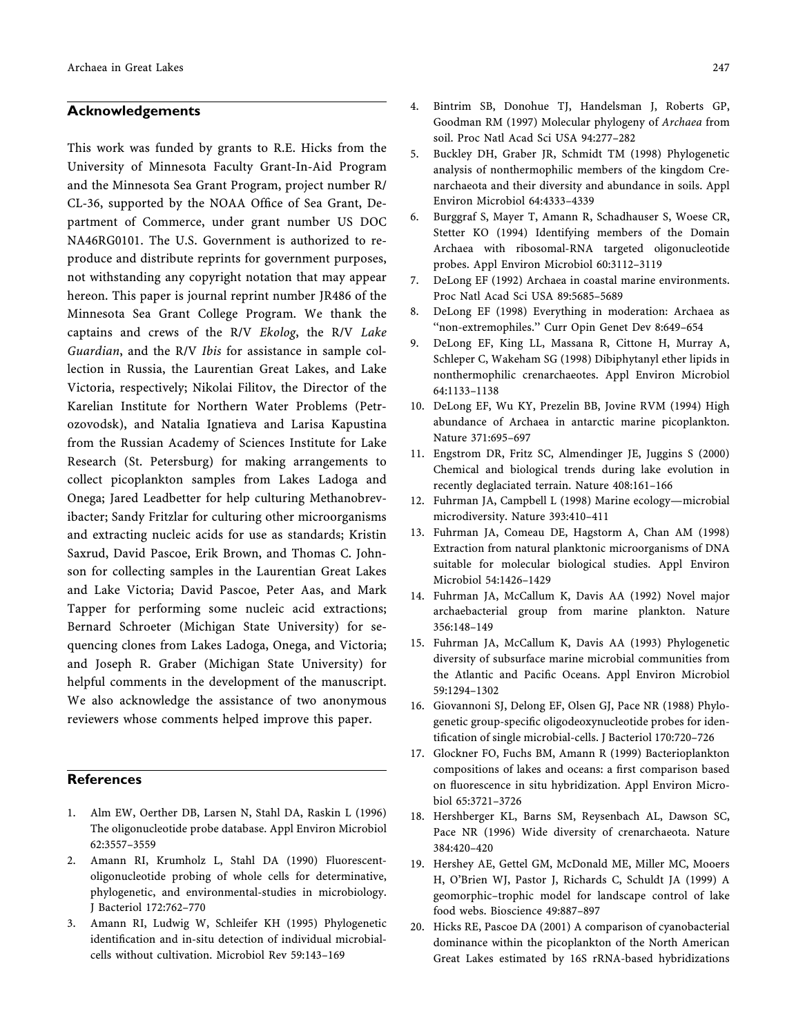## Acknowledgements

This work was funded by grants to R.E. Hicks from the University of Minnesota Faculty Grant-In-Aid Program and the Minnesota Sea Grant Program, project number R/CL-36, supported by the NOAA Office of Sea Grant, Department of Commerce, under grant number US DOC NA46RG0101. The U.S. Government is authorized to reproduce and distribute reprints for government purposes, not withstanding any copyright notation that may appear hereon. This paper is journal reprint number JR486 of the Minnesota Sea Grant College Program. We thank the captains and crews of the R/V *Ekolog*, the R/V *Lake Guardian*, and the R/V *Ibis* for assistance in sample collection in Russia, the Laurentian Great Lakes, and Lake Victoria, respectively; Nikolai Filitov, the Director of the Karelian Institute for Northern Water Problems (Petrozovodsk), and Natalia Ignatieva and Larisa Kapustina from the Russian Academy of Sciences Institute for Lake Research (St. Petersburg) for making arrangements to collect picoplankton samples from Lakes Ladoga and Onega; Jared Leadbetter for help culturing Methanobrevibacter; Sandy Fritzlar for culturing other microorganisms and extracting nucleic acids for use as standards; Kristin Saxrud, David Pascoe, Erik Brown, and Thomas C. Johnson for collecting samples in the Laurentian Great Lakes and Lake Victoria; David Pascoe, Peter Aas, and Mark Tapper for performing some nucleic acid extractions; Bernard Schroeter (Michigan State University) for sequencing clones from Lakes Ladoga, Onega, and Victoria; and Joseph R. Graber (Michigan State University) for helpful comments in the development of the manuscript. We also acknowledge the assistance of two anonymous reviewers whose comments helped improve this paper.

## References

1. Alm EW, Oerther DB, Larsen N, Stahl DA, Raskin L (1996) The oligonucleotide probe database. Appl Environ Microbiol 62:3557–3559
2. Amann RI, Krumholz L, Stahl DA (1990) Fluorescent-oligonucleotide probing of whole cells for determinative, phylogenetic, and environmental-studies in microbiology. J Bacteriol 172:762–770
3. Amann RI, Ludwig W, Schleifer KH (1995) Phylogenetic identification and in-situ detection of individual microbial-cells without cultivation. Microbiol Rev 59:143–169
4. Bintrim SB, Donohue TJ, Handelsman J, Roberts GP, Goodman RM (1997) Molecular phylogeny of *Archaea* from soil. Proc Natl Acad Sci USA 94:277–282
5. Buckley DH, Graber JR, Schmidt TM (1998) Phylogenetic analysis of nonthermophilic members of the kingdom Crenarchaeota and their diversity and abundance in soils. Appl Environ Microbiol 64:4333–4339
6. Burggraf S, Mayer T, Amann R, Schadhauser S, Woese CR, Stetter KO (1994) Identifying members of the Domain Archaea with ribosomal-RNA targeted oligonucleotide probes. Appl Environ Microbiol 60:3112–3119
7. DeLong EF (1992) Archaea in coastal marine environments. Proc Natl Acad Sci USA 89:5685–5689
8. DeLong EF (1998) Everything in moderation: Archaea as "non-extremophiles." Curr Opin Genet Dev 8:649–654
9. DeLong EF, King LL, Massana R, Cittone H, Murray A, Schleper C, Wakeham SG (1998) Dibiphytanyl ether lipids in nonthermophilic crenarchaeotes. Appl Environ Microbiol 64:1133–1138
10. DeLong EF, Wu KY, Prezelin BB, Jovine RVM (1994) High abundance of Archaea in antarctic marine picoplankton. Nature 371:695–697
11. Engstrom DR, Fritz SC, Almendinger JE, Juggins S (2000) Chemical and biological trends during lake evolution in recently deglaciated terrain. Nature 408:161–166
12. Fuhrman JA, Campbell L (1998) Marine ecology—microbial microdiversity. Nature 393:410–411
13. Fuhrman JA, Comeau DE, Hagstorm A, Chan AM (1998) Extraction from natural planktonic microorganisms of DNA suitable for molecular biological studies. Appl Environ Microbiol 54:1426–1429
14. Fuhrman JA, McCallum K, Davis AA (1992) Novel major archaebacterial group from marine plankton. Nature 356:148–149
15. Fuhrman JA, McCallum K, Davis AA (1993) Phylogenetic diversity of subsurface marine microbial communities from the Atlantic and Pacific Oceans. Appl Environ Microbiol 59:1294–1302
16. Giovannoni SJ, Delong EF, Olsen GJ, Pace NR (1988) Phylogenetic group-specific oligodeoxynucleotide probes for identification of single microbial-cells. J Bacteriol 170:720–726
17. Glockner FO, Fuchs BM, Amann R (1999) Bacterioplankton compositions of lakes and oceans: a first comparison based on fluorescence in situ hybridization. Appl Environ Microbiol 65:3721–3726
18. Hershberger KL, Barns SM, Reysenbach AL, Dawson SC, Pace NR (1996) Wide diversity of crenarchaeota. Nature 384:420–420
19. Hershey AE, Gettel GM, McDonald ME, Miller MC, Mooers H, O'Brien WJ, Pastor J, Richards C, Schuldt JA (1999) A geomorphic–trophic model for landscape control of lake food webs. Bioscience 49:887–897
20. Hicks RE, Pascoe DA (2001) A comparison of cyanobacterial dominance within the picoplankton of the North American Great Lakes estimated by 16S rRNA-based hybridizations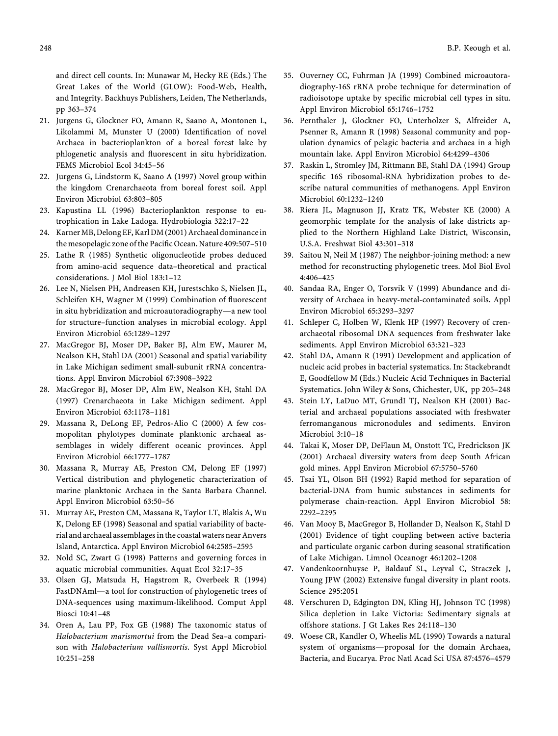and direct cell counts. In: Munawar M, Hecky RE (Eds.) The Great Lakes of the World (GLOW): Food-Web, Health, and Integrity. Backhuys Publishers, Leiden, The Netherlands, pp 363–374

21. Jurgens G, Glockner FO, Amann R, Saano A, Montonen L, Likolammi M, Munster U (2000) Identification of novel Archaea in bacterioplankton of a boreal forest lake by phlogenetic analysis and fluorescent in situ hybridization. FEMS Microbiol Ecol 34:45–56
22. Jurgens G, Lindstorm K, Saano A (1997) Novel group within the kingdom Crenarchaeota from boreal forest soil. Appl Environ Microbiol 63:803–805
23. Kapustina LL (1996) Bacterioplankton response to eutrophication in Lake Ladoga. Hydrobiologia 322:17–22
24. Karner MB, Delong EF, Karl DM (2001) Archaeal dominance in the mesopelagic zone of the Pacific Ocean. Nature 409:507–510
25. Lathe R (1985) Synthetic oligonucleotide probes deduced from amino-acid sequence data–theoretical and practical considerations. J Mol Biol 183:1–12
26. Lee N, Nielsen PH, Andreasen KH, Jurestschko S, Nielsen JL, Schleifen KH, Wagner M (1999) Combination of fluorescent in situ hybridization and microautoradiography—a new tool for structure–function analyses in microbial ecology. Appl Environ Microbiol 65:1289–1297
27. MacGregor BJ, Moser DP, Baker BJ, Alm EW, Maurer M, Nealson KH, Stahl DA (2001) Seasonal and spatial variability in Lake Michigan sediment small-subunit rRNA concentrations. Appl Environ Microbiol 67:3908–3922
28. MacGregor BJ, Moser DP, Alm EW, Nealson KH, Stahl DA (1997) Crenarchaeota in Lake Michigan sediment. Appl Environ Microbiol 63:1178–1181
29. Massana R, DeLong EF, Pedros-Alio C (2000) A few cosmopolitan phylotypes dominate planktonic archaeal assemblages in widely different oceanic provinces. Appl Environ Microbiol 66:1777–1787
30. Massana R, Murray AE, Preston CM, Delong EF (1997) Vertical distribution and phylogenetic characterization of marine planktonic Archaea in the Santa Barbara Channel. Appl Environ Microbiol 63:50–56
31. Murray AE, Preston CM, Massana R, Taylor LT, Blakis A, Wu K, Delong EF (1998) Seasonal and spatial variability of bacterial and archaeal assemblages in the coastal waters near Anvers Island, Antarctica. Appl Environ Microbiol 64:2585–2595
32. Nold SC, Zwart G (1998) Patterns and governing forces in aquatic microbial communities. Aquat Ecol 32:17–35
33. Olsen GJ, Matsuda H, Hagstrom R, Overbeek R (1994) FastDNAml—a tool for construction of phylogenetic trees of DNA-sequences using maximum-likelihood. Comput Appl Biosci 10:41–48
34. Oren A, Lau PP, Fox GE (1988) The taxonomic status of *Halobacterium marismortui* from the Dead Sea–a comparison with *Halobacterium vallismortis*. Syst Appl Microbiol 10:251–258
35. Ouverney CC, Fuhrman JA (1999) Combined microautoradiography-16S rRNA probe technique for determination of radioisotope uptake by specific microbial cell types in situ. Appl Environ Microbiol 65:1746–1752
36. Pernthaler J, Glockner FO, Unterholzer S, Alfreider A, Psenner R, Amann R (1998) Seasonal community and population dynamics of pelagic bacteria and archaea in a high mountain lake. Appl Environ Microbiol 64:4299–4306
37. Raskin L, Stromley JM, Rittmann BE, Stahl DA (1994) Group specific 16S ribosomal-RNA hybridization probes to describe natural communities of methanogens. Appl Environ Microbiol 60:1232–1240
38. Riera JL, Magnuson JJ, Kratz TK, Webster KE (2000) A geomorphic template for the analysis of lake districts applied to the Northern Highland Lake District, Wisconsin, U.S.A. Freshwat Biol 43:301–318
39. Saitou N, Neil M (1987) The neighbor-joining method: a new method for reconstructing phylogenetic trees. Mol Biol Evol 4:406–425
40. Sandaa RA, Enger O, Torsvik V (1999) Abundance and diversity of Archaea in heavy-metal-contaminated soils. Appl Environ Microbiol 65:3293–3297
41. Schleper C, Holben W, Klenk HP (1997) Recovery of crenarchaeotal ribosomal DNA sequences from freshwater lake sediments. Appl Environ Microbiol 63:321–323
42. Stahl DA, Amann R (1991) Development and application of nucleic acid probes in bacterial systematics. In: Stackebrandt E, Goodfellow M (Eds.) Nucleic Acid Techniques in Bacterial Systematics. John Wiley & Sons, Chichester, UK, pp 205–248
43. Stein LY, LaDuo MT, GrundI TJ, Nealson KH (2001) Bacterial and archaeal populations associated with freshwater ferromanganous micronodules and sediments. Environ Microbiol 3:10–18
44. Takai K, Moser DP, DeFlaun M, Onstott TC, Fredrickson JK (2001) Archaeal diversity waters from deep South African gold mines. Appl Environ Microbiol 67:5750–5760
45. Tsai YL, Olson BH (1992) Rapid method for separation of bacterial-DNA from humic substances in sediments for polymerase chain-reaction. Appl Environ Microbiol 58: 2292–2295
46. Van Mooy B, MacGregor B, Hollander D, Nealson K, Stahl D (2001) Evidence of tight coupling between active bacteria and particulate organic carbon during seasonal stratification of Lake Michigan. Limnol Oceanogr 46:1202–1208
47. Vandenkoornhuyse P, Baldauf SL, Leyval C, Straczek J, Young JPW (2002) Extensive fungal diversity in plant roots. Science 295:2051
48. Verschuren D, Edgington DN, Kling HJ, Johnson TC (1998) Silica depletion in Lake Victoria: Sedimentary signals at offshore stations. J Gt Lakes Res 24:118–130
49. Woese CR, Kandler O, Wheelis ML (1990) Towards a natural system of organisms—proposal for the domain Archaea, Bacteria, and Eucarya. Proc Natl Acad Sci USA 87:4576–4579